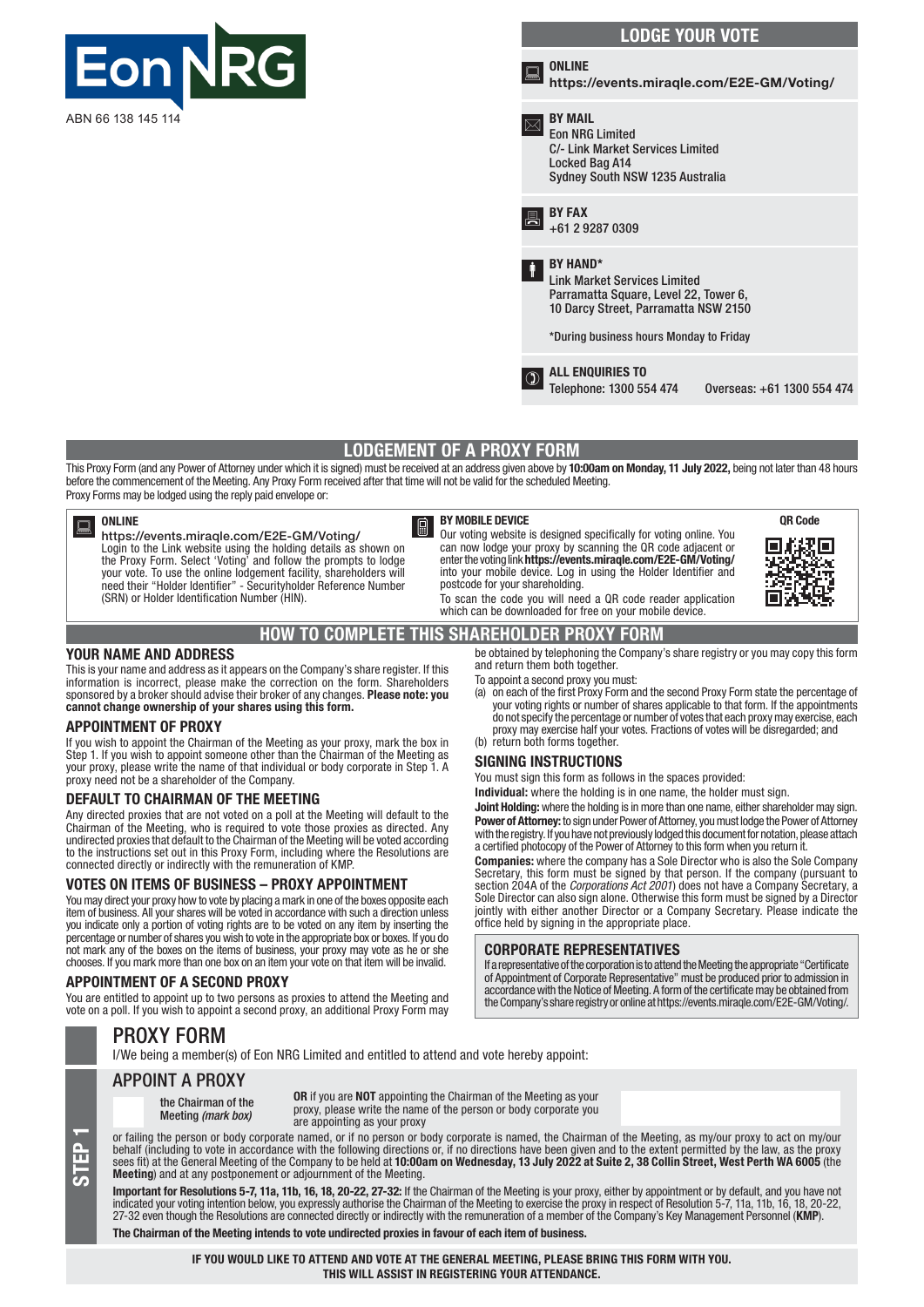Eon NRG

ABN 66 138 145 114

## LODGE YOUR VOTE

**ONLINE**
**https://events.miraqle.com/E2E-GM/Voting/**

**BY MAIL**
Eon NRG Limited
C/- Link Market Services Limited
Locked Bag A14
Sydney South NSW 1235 Australia

**BY FAX**
+61 2 9287 0309

**BY HAND***
Link Market Services Limited
Parramatta Square, Level 22, Tower 6,
10 Darcy Street, Parramatta NSW 2150

*During business hours Monday to Friday

**ALL ENQUIRIES TO**
Telephone: 1300 554 474    Overseas: +61 1300 554 474

## LODGEMENT OF A PROXY FORM

This Proxy Form (and any Power of Attorney under which it is signed) must be received at an address given above by **10:00am on Monday, 11 July 2022,** being not later than 48 hours before the commencement of the Meeting. Any Proxy Form received after that time will not be valid for the scheduled Meeting.

Proxy Forms may be lodged using the reply paid envelope or:

**ONLINE**
**https://events.miraqle.com/E2E-GM/Voting/**
Login to the Link website using the holding details as shown on the Proxy Form. Select 'Voting' and follow the prompts to lodge your vote. To use the online lodgement facility, shareholders will need their "Holder Identifier" - Securityholder Reference Number (SRN) or Holder Identification Number (HIN).

**BY MOBILE DEVICE**
Our voting website is designed specifically for voting online. You can now lodge your proxy by scanning the QR code adjacent or enter the voting link **https://events.miraqle.com/E2E-GM/Voting/** into your mobile device. Log in using the Holder Identifier and postcode for your shareholding.
To scan the code you will need a QR code reader application which can be downloaded for free on your mobile device.

**QR Code**

## HOW TO COMPLETE THIS SHAREHOLDER PROXY FORM

### YOUR NAME AND ADDRESS

This is your name and address as it appears on the Company's share register. If this information is incorrect, please make the correction on the form. Shareholders sponsored by a broker should advise their broker of any changes. **Please note: you cannot change ownership of your shares using this form.**

### APPOINTMENT OF PROXY

If you wish to appoint the Chairman of the Meeting as your proxy, mark the box in Step 1. If you wish to appoint someone other than the Chairman of the Meeting as your proxy, please write the name of that individual or body corporate in Step 1. A proxy need not be a shareholder of the Company.

### DEFAULT TO CHAIRMAN OF THE MEETING

Any directed proxies that are not voted on a poll at the Meeting will default to the Chairman of the Meeting, who is required to vote those proxies as directed. Any undirected proxies that default to the Chairman of the Meeting will be voted according to the instructions set out in this Proxy Form, including where the Resolutions are connected directly or indirectly with the remuneration of KMP.

### VOTES ON ITEMS OF BUSINESS – PROXY APPOINTMENT

You may direct your proxy how to vote by placing a mark in one of the boxes opposite each item of business. All your shares will be voted in accordance with such a direction unless you indicate only a portion of voting rights are to be voted on any item by inserting the percentage or number of shares you wish to vote in the appropriate box or boxes. If you do not mark any of the boxes on the items of business, your proxy may vote as he or she chooses. If you mark more than one box on an item your vote on that item will be invalid.

### APPOINTMENT OF A SECOND PROXY

You are entitled to appoint up to two persons as proxies to attend the Meeting and vote on a poll. If you wish to appoint a second proxy, an additional Proxy Form may be obtained by telephoning the Company's share registry or you may copy this form and return them both together.

To appoint a second proxy you must:

(a) on each of the first Proxy Form and the second Proxy Form state the percentage of your voting rights or number of shares applicable to that form. If the appointments do not specify the percentage or number of votes that each proxy may exercise, each proxy may exercise half your votes. Fractions of votes will be disregarded; and

(b) return both forms together.

### SIGNING INSTRUCTIONS

You must sign this form as follows in the spaces provided:

**Individual:** where the holding is in one name, the holder must sign.

**Joint Holding:** where the holding is in more than one name, either shareholder may sign.

**Power of Attorney:** to sign under Power of Attorney, you must lodge the Power of Attorney with the registry. If you have not previously lodged this document for notation, please attach a certified photocopy of the Power of Attorney to this form when you return it.

**Companies:** where the company has a Sole Director who is also the Sole Company Secretary, this form must be signed by that person. If the company (pursuant to section 204A of the *Corporations Act 2001*) does not have a Company Secretary, a Sole Director can also sign alone. Otherwise this form must be signed by a Director jointly with either another Director or a Company Secretary. Please indicate the office held by signing in the appropriate place.

### CORPORATE REPRESENTATIVES

If a representative of the corporation is to attend the Meeting the appropriate "Certificate of Appointment of Corporate Representative" must be produced prior to admission in accordance with the Notice of Meeting. A form of the certificate may be obtained from the Company's share registry or online at https://events.miraqle.com/E2E-GM/Voting/.

## STEP 1

## PROXY FORM

I/We being a member(s) of Eon NRG Limited and entitled to attend and vote hereby appoint:

### APPOINT A PROXY

the Chairman of the Meeting *(mark box)*

**OR** if you are **NOT** appointing the Chairman of the Meeting as your proxy, please write the name of the person or body corporate you are appointing as your proxy

or failing the person or body corporate named, or if no person or body corporate is named, the Chairman of the Meeting, as my/our proxy to act on my/our behalf (including to vote in accordance with the following directions or, if no directions have been given and to the extent permitted by the law, as the proxy sees fit) at the General Meeting of the Company to be held at **10:00am on Wednesday, 13 July 2022 at Suite 2, 38 Collin Street, West Perth WA 6005** (the **Meeting**) and at any postponement or adjournment of the Meeting.

**Important for Resolutions 5-7, 11a, 11b, 16, 18, 20-22, 27-32:** If the Chairman of the Meeting is your proxy, either by appointment or by default, and you have not indicated your voting intention below, you expressly authorise the Chairman of the Meeting to exercise the proxy in respect of Resolution 5-7, 11a, 11b, 16, 18, 20-22, 27-32 even though the Resolutions are connected directly or indirectly with the remuneration of a member of the Company's Key Management Personnel (**KMP**).

**The Chairman of the Meeting intends to vote undirected proxies in favour of each item of business.**

**IF YOU WOULD LIKE TO ATTEND AND VOTE AT THE GENERAL MEETING, PLEASE BRING THIS FORM WITH YOU. THIS WILL ASSIST IN REGISTERING YOUR ATTENDANCE.**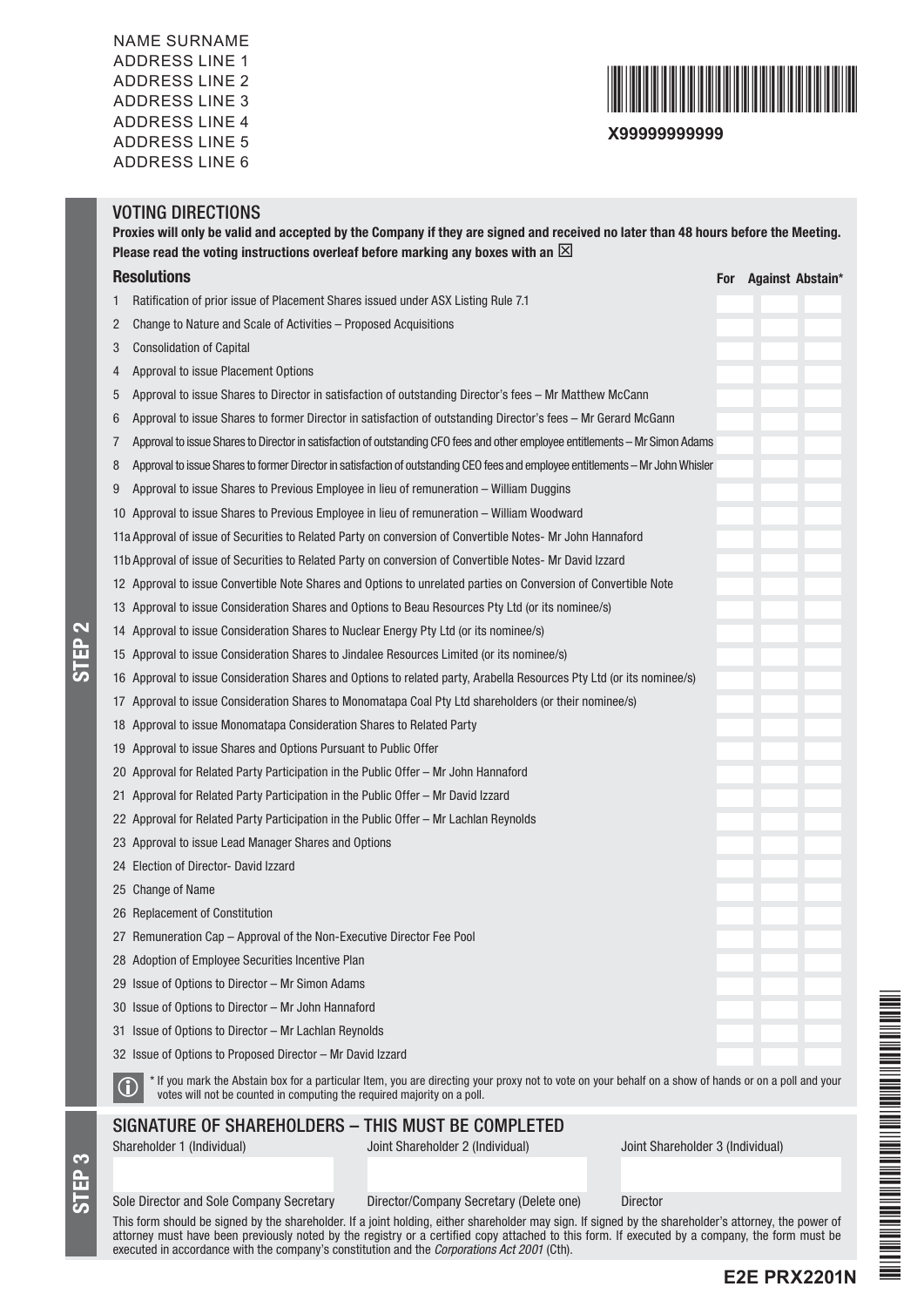NAME SURNAME
ADDRESS LINE 1
ADDRESS LINE 2
ADDRESS LINE 3
ADDRESS LINE 4
ADDRESS LINE 5
ADDRESS LINE 6

X99999999999

## STEP 2

### VOTING DIRECTIONS

**Proxies will only be valid and accepted by the Company if they are signed and received no later than 48 hours before the Meeting.**
**Please read the voting instructions overleaf before marking any boxes with an ☒**

| Resolutions | For | Against | Abstain* |
|---|---|---|---|
| 1 Ratification of prior issue of Placement Shares issued under ASX Listing Rule 7.1 | | | |
| 2 Change to Nature and Scale of Activities – Proposed Acquisitions | | | |
| 3 Consolidation of Capital | | | |
| 4 Approval to issue Placement Options | | | |
| 5 Approval to issue Shares to Director in satisfaction of outstanding Director's fees – Mr Matthew McCann | | | |
| 6 Approval to issue Shares to former Director in satisfaction of outstanding Director's fees – Mr Gerard McGann | | | |
| 7 Approval to issue Shares to Director in satisfaction of outstanding CFO fees and other employee entitlements – Mr Simon Adams | | | |
| 8 Approval to issue Shares to former Director in satisfaction of outstanding CEO fees and employee entitlements – Mr John Whisler | | | |
| 9 Approval to issue Shares to Previous Employee in lieu of remuneration – William Duggins | | | |
| 10 Approval to issue Shares to Previous Employee in lieu of remuneration – William Woodward | | | |
| 11a Approval of issue of Securities to Related Party on conversion of Convertible Notes- Mr John Hannaford | | | |
| 11b Approval of issue of Securities to Related Party on conversion of Convertible Notes- Mr David Izzard | | | |
| 12 Approval to issue Convertible Note Shares and Options to unrelated parties on Conversion of Convertible Note | | | |
| 13 Approval to issue Consideration Shares and Options to Beau Resources Pty Ltd (or its nominee/s) | | | |
| 14 Approval to issue Consideration Shares to Nuclear Energy Pty Ltd (or its nominee/s) | | | |
| 15 Approval to issue Consideration Shares to Jindalee Resources Limited (or its nominee/s) | | | |
| 16 Approval to issue Consideration Shares and Options to related party, Arabella Resources Pty Ltd (or its nominee/s) | | | |
| 17 Approval to issue Consideration Shares to Monomatapa Coal Pty Ltd shareholders (or their nominee/s) | | | |
| 18 Approval to issue Monomatapa Consideration Shares to Related Party | | | |
| 19 Approval to issue Shares and Options Pursuant to Public Offer | | | |
| 20 Approval for Related Party Participation in the Public Offer – Mr John Hannaford | | | |
| 21 Approval for Related Party Participation in the Public Offer – Mr David Izzard | | | |
| 22 Approval for Related Party Participation in the Public Offer – Mr Lachlan Reynolds | | | |
| 23 Approval to issue Lead Manager Shares and Options | | | |
| 24 Election of Director- David Izzard | | | |
| 25 Change of Name | | | |
| 26 Replacement of Constitution | | | |
| 27 Remuneration Cap – Approval of the Non-Executive Director Fee Pool | | | |
| 28 Adoption of Employee Securities Incentive Plan | | | |
| 29 Issue of Options to Director – Mr Simon Adams | | | |
| 30 Issue of Options to Director – Mr John Hannaford | | | |
| 31 Issue of Options to Director – Mr Lachlan Reynolds | | | |
| 32 Issue of Options to Proposed Director – Mr David Izzard | | | |

\* If you mark the Abstain box for a particular Item, you are directing your proxy not to vote on your behalf on a show of hands or on a poll and your votes will not be counted in computing the required majority on a poll.

## STEP 3

### SIGNATURE OF SHAREHOLDERS – THIS MUST BE COMPLETED

| Shareholder 1 (Individual) | Joint Shareholder 2 (Individual) | Joint Shareholder 3 (Individual) |
|---|---|---|
| | | |
| Sole Director and Sole Company Secretary | Director/Company Secretary (Delete one) | Director |

This form should be signed by the shareholder. If a joint holding, either shareholder may sign. If signed by the shareholder's attorney, the power of attorney must have been previously noted by the registry or a certified copy attached to this form. If executed by a company, the form must be executed in accordance with the company's constitution and the *Corporations Act 2001* (Cth).

**E2E PRX2201N**